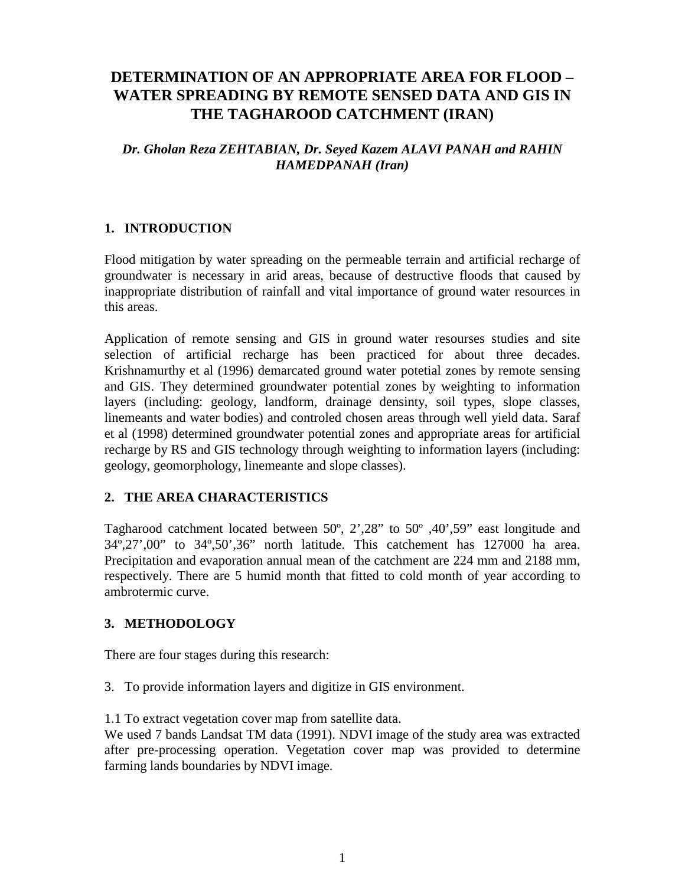# DETERMINATION OF AN APPROPRIATE AREA FOR FLOOD – WATER SPREADING BY REMOTE SENSED DATA AND GIS IN THE TAGHAROOD CATCHMENT (IRAN)

***Dr. Gholan Reza ZEHTABIAN, Dr. Seyed Kazem ALAVI PANAH and RAHIN HAMEDPANAH (Iran)***

## 1. INTRODUCTION

Flood mitigation by water spreading on the permeable terrain and artificial recharge of groundwater is necessary in arid areas, because of destructive floods that caused by inappropriate distribution of rainfall and vital importance of ground water resources in this areas.

Application of remote sensing and GIS in ground water resourses studies and site selection of artificial recharge has been practiced for about three decades. Krishnamurthy et al (1996) demarcated ground water potetial zones by remote sensing and GIS. They determined groundwater potential zones by weighting to information layers (including: geology, landform, drainage densinty, soil types, slope classes, linemeants and water bodies) and controled chosen areas through well yield data. Saraf et al (1998) determined groundwater potential zones and appropriate areas for artificial recharge by RS and GIS technology through weighting to information layers (including: geology, geomorphology, linemeante and slope classes).

## 2. THE AREA CHARACTERISTICS

Tagharood catchment located between 50º, 2’,28” to 50º ,40’,59” east longitude and 34º,27’,00” to 34º,50’,36” north latitude. This catchement has 127000 ha area. Precipitation and evaporation annual mean of the catchment are 224 mm and 2188 mm, respectively. There are 5 humid month that fitted to cold month of year according to ambrotermic curve.

## 3. METHODOLOGY

There are four stages during this research:

3. To provide information layers and digitize in GIS environment.

1.1 To extract vegetation cover map from satellite data.
We used 7 bands Landsat TM data (1991). NDVI image of the study area was extracted after pre-processing operation. Vegetation cover map was provided to determine farming lands boundaries by NDVI image.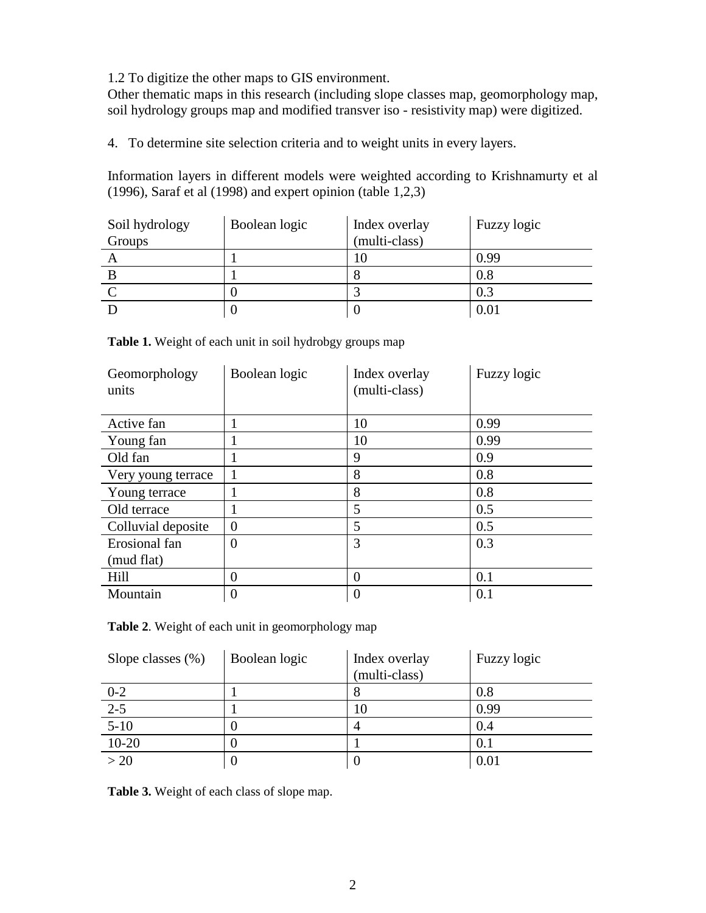1.2 To digitize the other maps to GIS environment.
Other thematic maps in this research (including slope classes map, geomorphology map, soil hydrology groups map and modified transver iso - resistivity map) were digitized.

4. To determine site selection criteria and to weight units in every layers.

Information layers in different models were weighted according to Krishnamurty et al (1996), Saraf et al (1998) and expert opinion (table 1,2,3)

| Soil hydrology Groups | Boolean logic | Index overlay (multi-class) | Fuzzy logic |
|---|---|---|---|
| A | 1 | 10 | 0.99 |
| B | 1 | 8 | 0.8 |
| C | 0 | 3 | 0.3 |
| D | 0 | 0 | 0.01 |

**Table 1.** Weight of each unit in soil hydrobgy groups map

| Geomorphology units | Boolean logic | Index overlay (multi-class) | Fuzzy logic |
|---|---|---|---|
| Active fan | 1 | 10 | 0.99 |
| Young fan | 1 | 10 | 0.99 |
| Old fan | 1 | 9 | 0.9 |
| Very young terrace | 1 | 8 | 0.8 |
| Young terrace | 1 | 8 | 0.8 |
| Old terrace | 1 | 5 | 0.5 |
| Colluvial deposite | 0 | 5 | 0.5 |
| Erosional fan (mud flat) | 0 | 3 | 0.3 |
| Hill | 0 | 0 | 0.1 |
| Mountain | 0 | 0 | 0.1 |

**Table 2**. Weight of each unit in geomorphology map

| Slope classes (%) | Boolean logic | Index overlay (multi-class) | Fuzzy logic |
|---|---|---|---|
| 0-2 | 1 | 8 | 0.8 |
| 2-5 | 1 | 10 | 0.99 |
| 5-10 | 0 | 4 | 0.4 |
| 10-20 | 0 | 1 | 0.1 |
| > 20 | 0 | 0 | 0.01 |

**Table 3.** Weight of each class of slope map.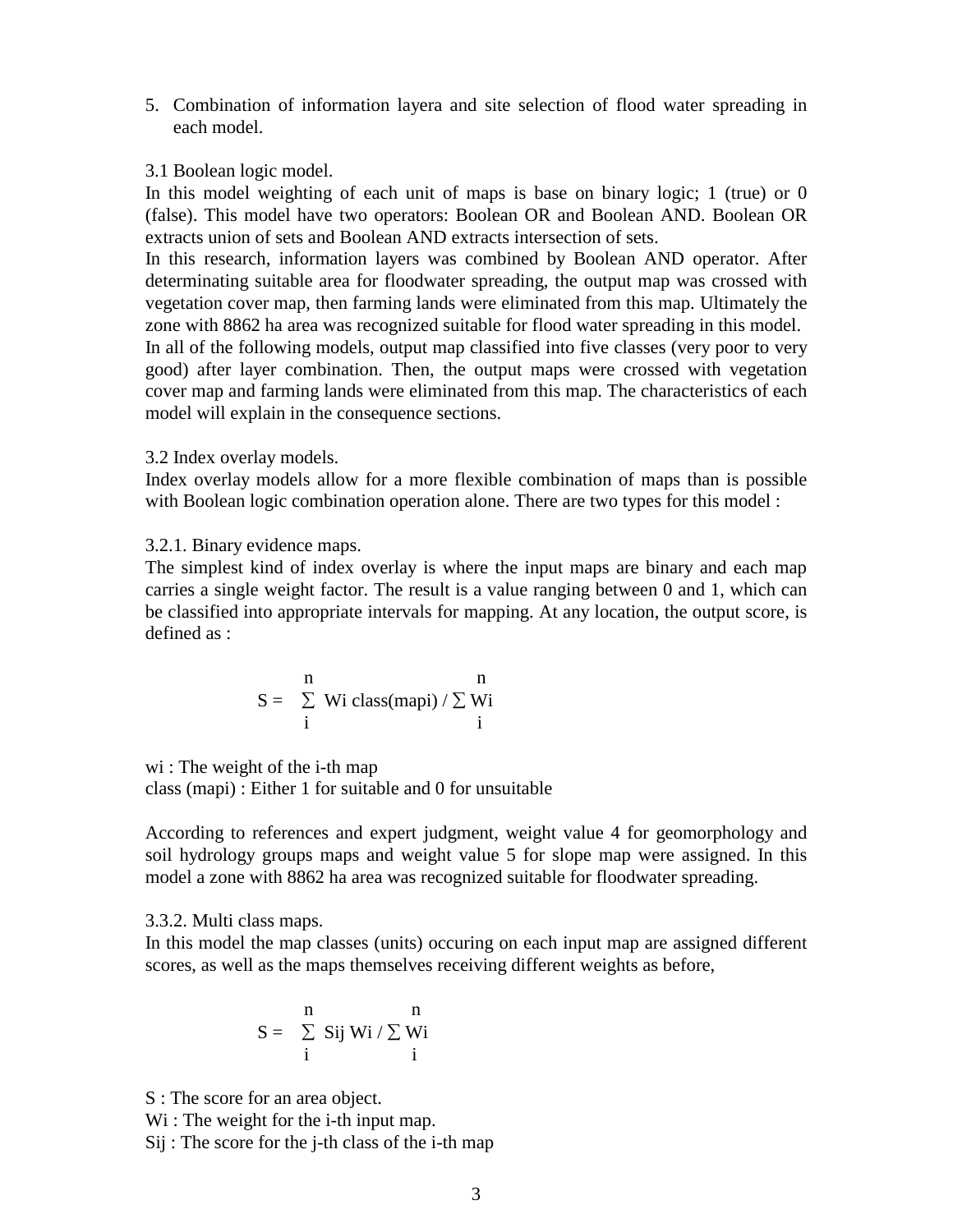5. Combination of information layera and site selection of flood water spreading in each model.

3.1 Boolean logic model.

In this model weighting of each unit of maps is base on binary logic; 1 (true) or 0 (false). This model have two operators: Boolean OR and Boolean AND. Boolean OR extracts union of sets and Boolean AND extracts intersection of sets.

In this research, information layers was combined by Boolean AND operator. After determinating suitable area for floodwater spreading, the output map was crossed with vegetation cover map, then farming lands were eliminated from this map. Ultimately the zone with 8862 ha area was recognized suitable for flood water spreading in this model.

In all of the following models, output map classified into five classes (very poor to very good) after layer combination. Then, the output maps were crossed with vegetation cover map and farming lands were eliminated from this map. The characteristics of each model will explain in the consequence sections.

3.2 Index overlay models.

Index overlay models allow for a more flexible combination of maps than is possible with Boolean logic combination operation alone. There are two types for this model :

3.2.1. Binary evidence maps.

The simplest kind of index overlay is where the input maps are binary and each map carries a single weight factor. The result is a value ranging between 0 and 1, which can be classified into appropriate intervals for mapping. At any location, the output score, is defined as :

$$S = \sum_{i}^{n} W_i \, class(map_i) \Big/ \sum_{i}^{n} W_i$$

$w_i$ : The weight of the i-th map

class ($map_i$) : Either 1 for suitable and 0 for unsuitable

According to references and expert judgment, weight value 4 for geomorphology and soil hydrology groups maps and weight value 5 for slope map were assigned. In this model a zone with 8862 ha area was recognized suitable for floodwater spreading.

3.3.2. Multi class maps.

In this model the map classes (units) occuring on each input map are assigned different scores, as well as the maps themselves receiving different weights as before,

$$S = \sum_{i}^{n} S_{ij} W_i \Big/ \sum_{i}^{n} W_i$$

S : The score for an area object.

$W_i$ : The weight for the i-th input map.

$S_{ij}$ : The score for the j-th class of the i-th map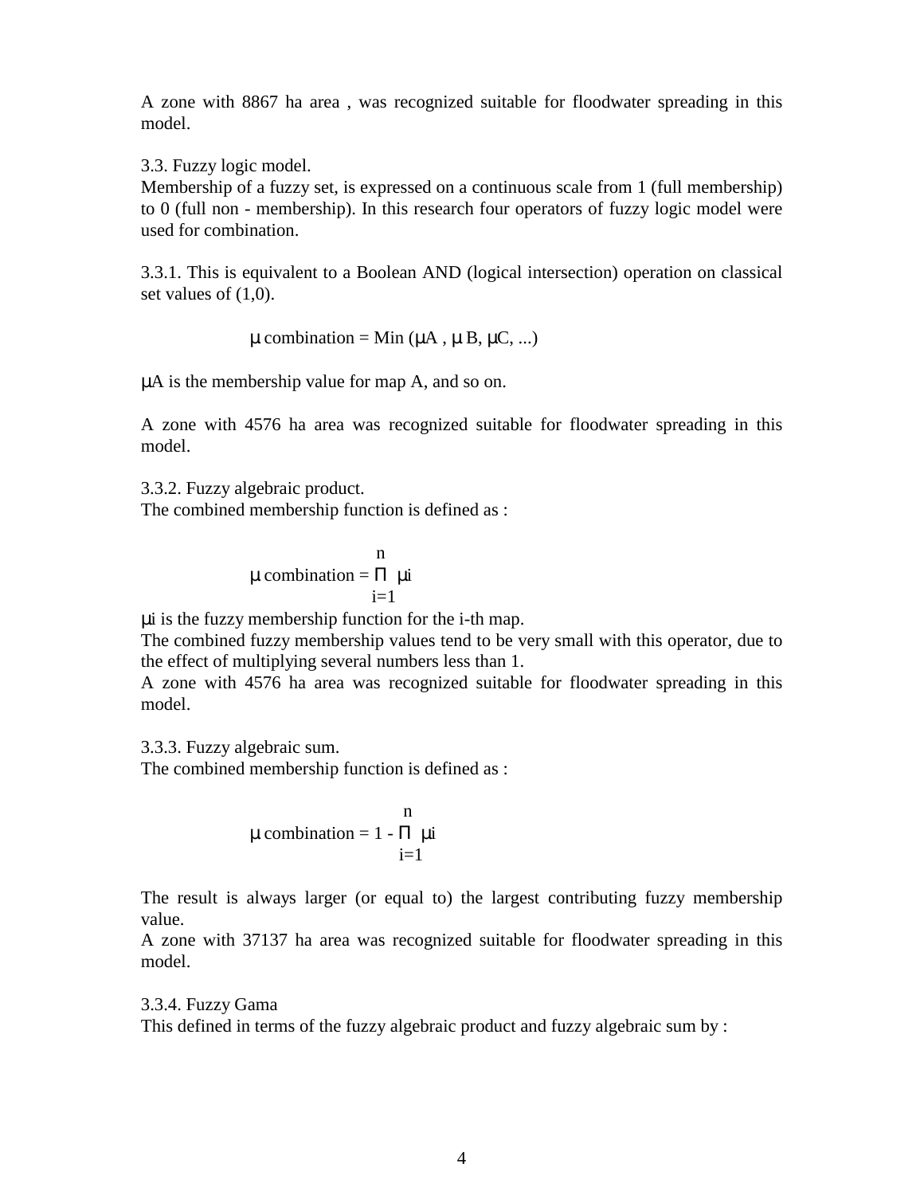A zone with 8867 ha area , was recognized suitable for floodwater spreading in this model.

3.3. Fuzzy logic model.

Membership of a fuzzy set, is expressed on a continuous scale from 1 (full membership) to 0 (full non - membership). In this research four operators of fuzzy logic model were used for combination.

3.3.1. This is equivalent to a Boolean AND (logical intersection) operation on classical set values of (1,0).

$$\mu \text{ combination} = \text{Min}(\mu A, \mu B, \mu C, ...)$$

$\mu A$ is the membership value for map A, and so on.

A zone with 4576 ha area was recognized suitable for floodwater spreading in this model.

3.3.2. Fuzzy algebraic product.

The combined membership function is defined as :

$$\mu \text{ combination} = \prod_{i=1}^{n} \mu i$$

$\mu i$ is the fuzzy membership function for the i-th map.

The combined fuzzy membership values tend to be very small with this operator, due to the effect of multiplying several numbers less than 1.

A zone with 4576 ha area was recognized suitable for floodwater spreading in this model.

3.3.3. Fuzzy algebraic sum.

The combined membership function is defined as :

$$\mu \text{ combination} = 1 - \prod_{i=1}^{n} \mu i$$

The result is always larger (or equal to) the largest contributing fuzzy membership value.

A zone with 37137 ha area was recognized suitable for floodwater spreading in this model.

3.3.4. Fuzzy Gama

This defined in terms of the fuzzy algebraic product and fuzzy algebraic sum by :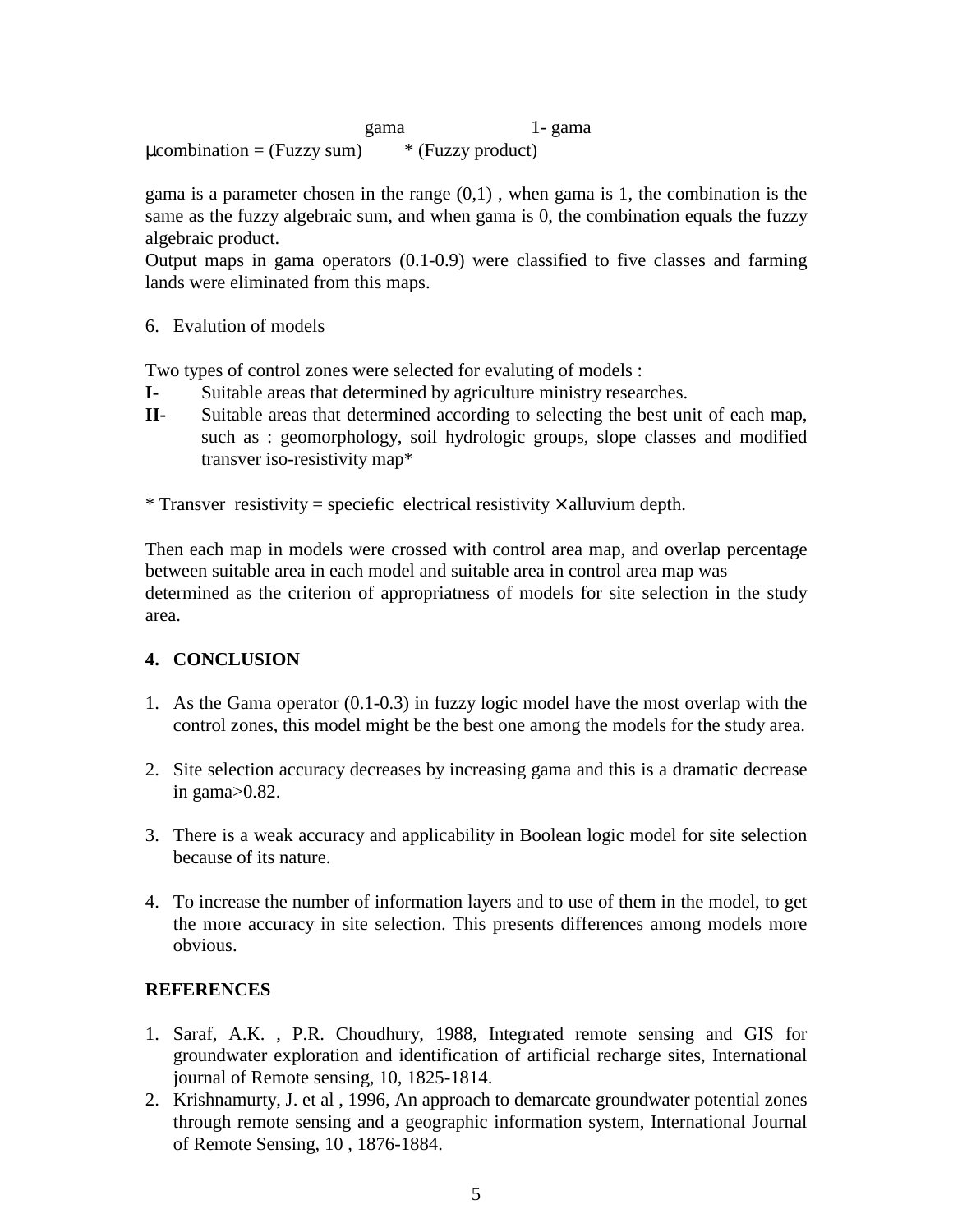$$\mu_{combination} = (\text{Fuzzy sum})^{gama} * (\text{Fuzzy product})^{1-gama}$$

gama is a parameter chosen in the range (0,1) , when gama is 1, the combination is the same as the fuzzy algebraic sum, and when gama is 0, the combination equals the fuzzy algebraic product.
Output maps in gama operators (0.1-0.9) were classified to five classes and farming lands were eliminated from this maps.

6. Evalution of models

Two types of control zones were selected for evaluting of models :

**I-** Suitable areas that determined by agriculture ministry researches.

**II-** Suitable areas that determined according to selecting the best unit of each map, such as : geomorphology, soil hydrologic groups, slope classes and modified transver iso-resistivity map*

\* Transver resistivity = speciefic electrical resistivity × alluvium depth.

Then each map in models were crossed with control area map, and overlap percentage between suitable area in each model and suitable area in control area map was determined as the criterion of appropriatness of models for site selection in the study area.

## 4. CONCLUSION

1. As the Gama operator (0.1-0.3) in fuzzy logic model have the most overlap with the control zones, this model might be the best one among the models for the study area.

2. Site selection accuracy decreases by increasing gama and this is a dramatic decrease in gama>0.82.

3. There is a weak accuracy and applicability in Boolean logic model for site selection because of its nature.

4. To increase the number of information layers and to use of them in the model, to get the more accuracy in site selection. This presents differences among models more obvious.

## REFERENCES

1. Saraf, A.K. , P.R. Choudhury, 1988, Integrated remote sensing and GIS for groundwater exploration and identification of artificial recharge sites, International journal of Remote sensing, 10, 1825-1814.
2. Krishnamurty, J. et al , 1996, An approach to demarcate groundwater potential zones through remote sensing and a geographic information system, International Journal of Remote Sensing, 10 , 1876-1884.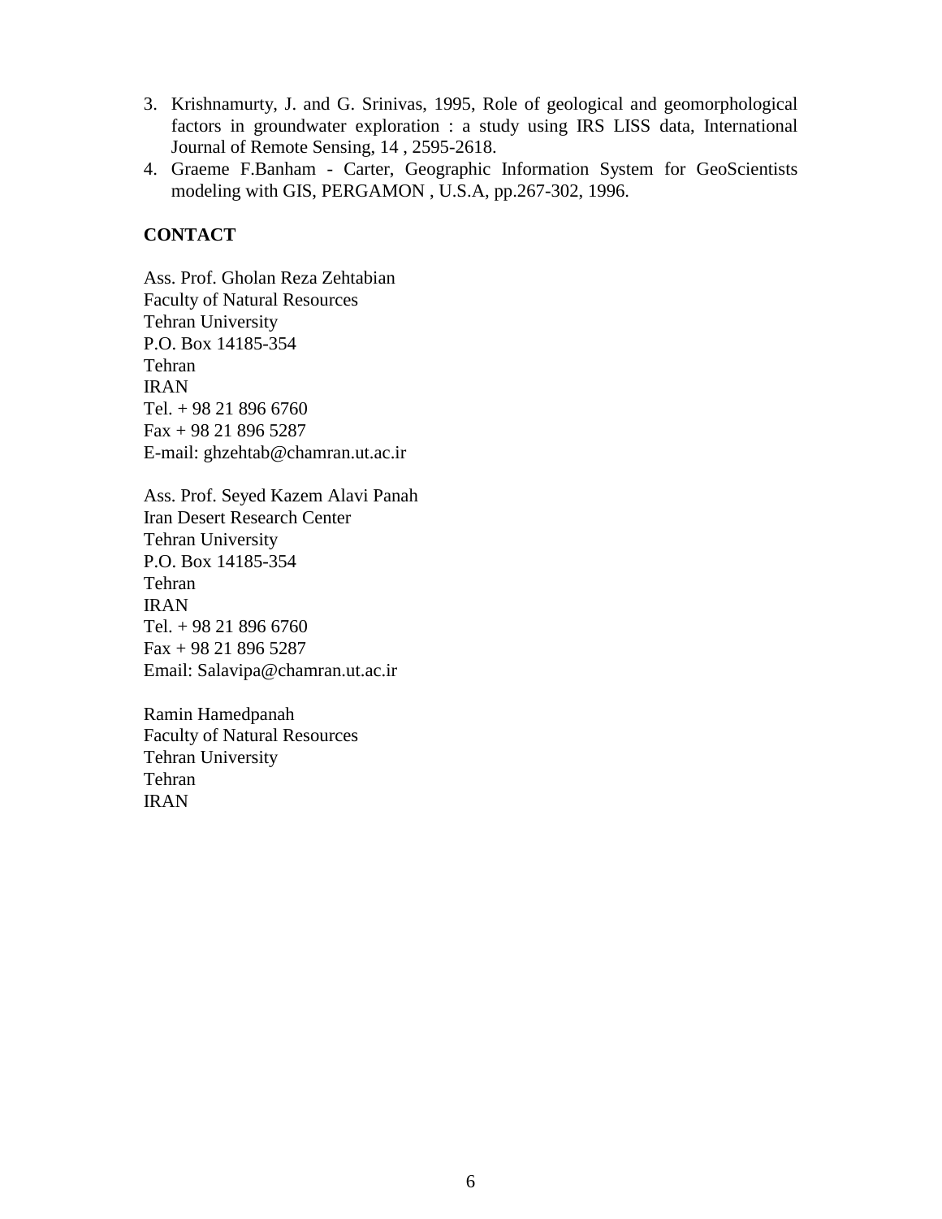3. Krishnamurty, J. and G. Srinivas, 1995, Role of geological and geomorphological factors in groundwater exploration : a study using IRS LISS data, International Journal of Remote Sensing, 14 , 2595-2618.
4. Graeme F.Banham - Carter, Geographic Information System for GeoScientists modeling with GIS, PERGAMON , U.S.A, pp.267-302, 1996.

**CONTACT**

Ass. Prof. Gholan Reza Zehtabian
Faculty of Natural Resources
Tehran University
P.O. Box 14185-354
Tehran
IRAN
Tel. + 98 21 896 6760
Fax + 98 21 896 5287
E-mail: ghzehtab@chamran.ut.ac.ir

Ass. Prof. Seyed Kazem Alavi Panah
Iran Desert Research Center
Tehran University
P.O. Box 14185-354
Tehran
IRAN
Tel. + 98 21 896 6760
Fax + 98 21 896 5287
Email: Salavipa@chamran.ut.ac.ir

Ramin Hamedpanah
Faculty of Natural Resources
Tehran University
Tehran
IRAN